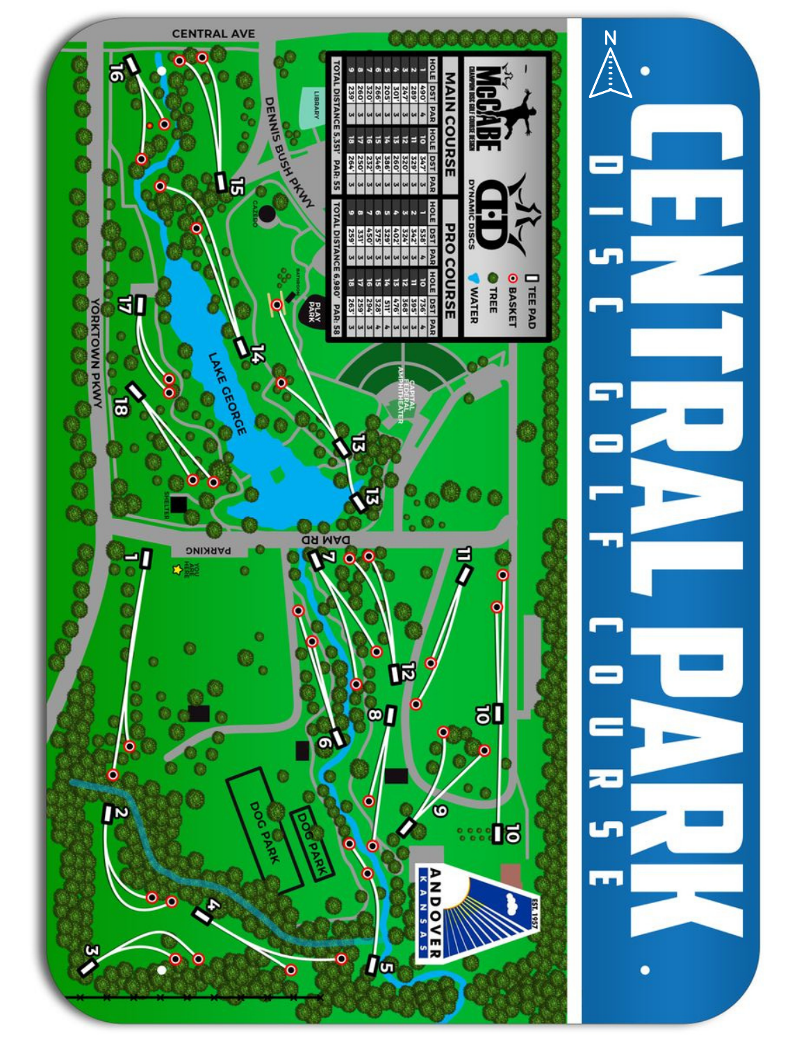# CENTRAL PARK

## DISC GOLF COURSE

N

McCABE CHAMPION DISC GOLF COURSE DESIGN

DYNAMIC DISCS

- TEE PAD
- BASKET
- TREE
- WATER

## MAIN COURSE

| HOLE | DST | PAR | HOLE | DST | PAR |
|---|---|---|---|---|---|
| 1 | 490' | 4 | 10 | 347' | 3 |
| 2 | 289' | 3 | 11 | 329' | 3 |
| 3 | 247' | 3 | 12 | 320' | 3 |
| 4 | 301' | 3 | 13 | 260' | 3 |
| 5 | 205' | 3 | 14 | 386' | 3 |
| 6 | 266' | 3 | 15 | 346' | 3 |
| 7 | 260' | 3 | 16 | 232' | 3 |
| 8 | 260' | 3 | 17 | 250' | 3 |
| 9 | 239' | 3 | 18 | 264' | 3 |

TOTAL DISTANCE 5,351' PAR: 55

## PRO COURSE

| HOLE | DST | PAR | HOLE | DST | PAR |
|---|---|---|---|---|---|
| 1 | 538' | 4 | 10 | 736' | 4 |
| 2 | 342' | 3 | 11 | 395' | 3 |
| 3 | 324' | 3 | 12 | 368' | 3 |
| 4 | 402' | 3 | 13 | 476' | 3 |
| 5 | 329' | 3 | 14 | 511' | 4 |
| 6 | 375' | 3 | 15 | 328' | 4 |
| 7 | 450' | 3 | 16 | 294' | 3 |
| 8 | 331' | 3 | 17 | 259' | 3 |
| 9 | 259' | 3 | 18 | 263' | 3 |

TOTAL DISTANCE 6,980' PAR: 58

CENTRAL AVE

DENNIS BUSH PKWY

LIBRARY

GAZEBO

BATHROOM

PLAY PARK

CAPITOL FEDERAL AMPHITHEATER

LAKE GEORGE

YORKTOWN PKWY

SHELTER

DAM RD

PARKING

YOU ARE HERE

DOG PARK

DOG PARK

ANDOVER KANSAS

EST. 1957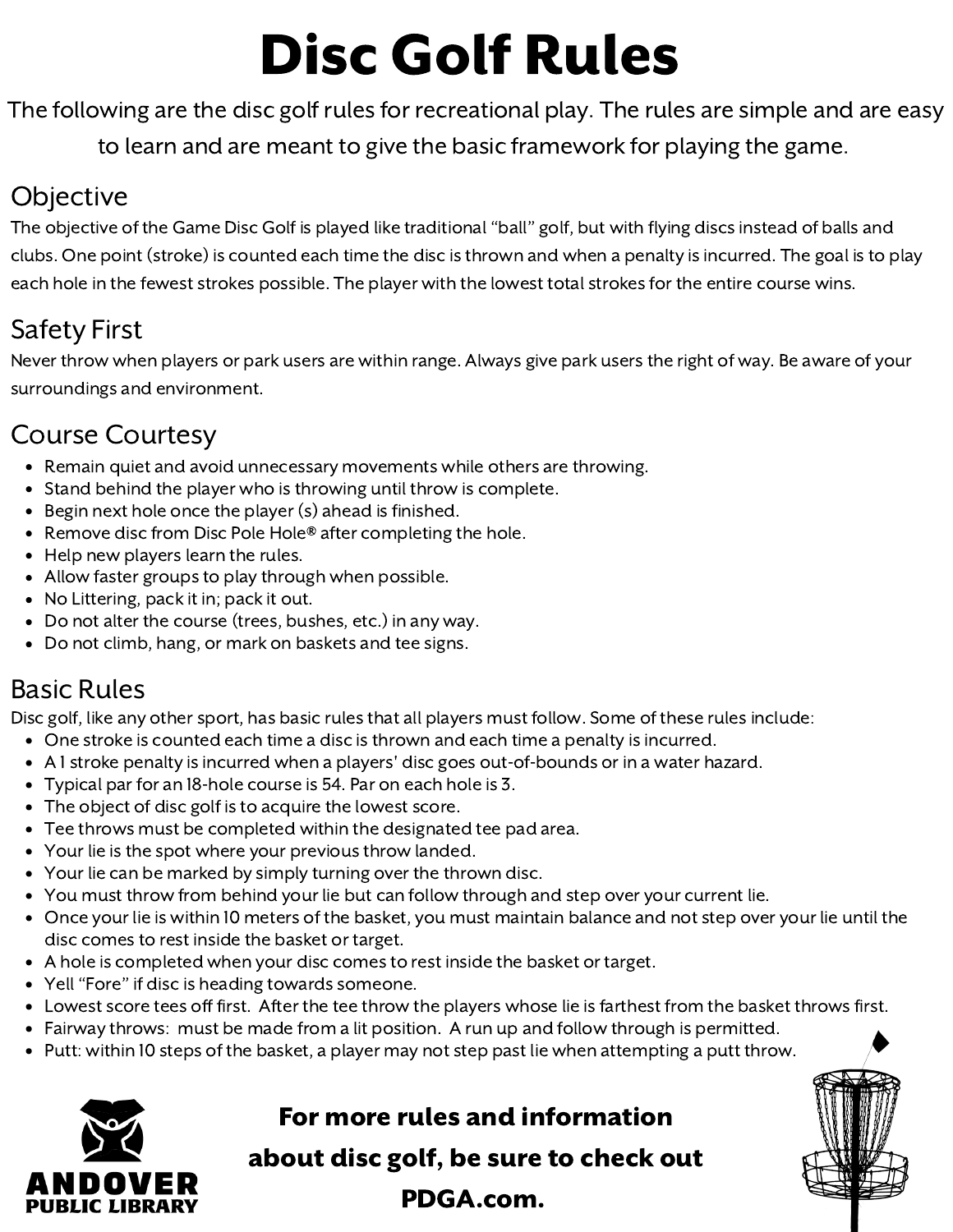# Disc Golf Rules

The following are the disc golf rules for recreational play. The rules are simple and are easy to learn and are meant to give the basic framework for playing the game.

## Objective

The objective of the Game Disc Golf is played like traditional "ball" golf, but with flying discs instead of balls and clubs. One point (stroke) is counted each time the disc is thrown and when a penalty is incurred. The goal is to play each hole in the fewest strokes possible. The player with the lowest total strokes for the entire course wins.

## Safety First

Never throw when players or park users are within range. Always give park users the right of way. Be aware of your surroundings and environment.

## Course Courtesy

- Remain quiet and avoid unnecessary movements while others are throwing.
- Stand behind the player who is throwing until throw is complete.
- Begin next hole once the player (s) ahead is finished.
- Remove disc from Disc Pole Hole® after completing the hole.
- Help new players learn the rules.
- Allow faster groups to play through when possible.
- No Littering, pack it in; pack it out.
- Do not alter the course (trees, bushes, etc.) in any way.
- Do not climb, hang, or mark on baskets and tee signs.

## Basic Rules

Disc golf, like any other sport, has basic rules that all players must follow. Some of these rules include:

- One stroke is counted each time a disc is thrown and each time a penalty is incurred.
- A 1 stroke penalty is incurred when a players' disc goes out-of-bounds or in a water hazard.
- Typical par for an 18-hole course is 54. Par on each hole is 3.
- The object of disc golf is to acquire the lowest score.
- Tee throws must be completed within the designated tee pad area.
- Your lie is the spot where your previous throw landed.
- Your lie can be marked by simply turning over the thrown disc.
- You must throw from behind your lie but can follow through and step over your current lie.
- Once your lie is within 10 meters of the basket, you must maintain balance and not step over your lie until the disc comes to rest inside the basket or target.
- A hole is completed when your disc comes to rest inside the basket or target.
- Yell "Fore" if disc is heading towards someone.
- Lowest score tees off first. After the tee throw the players whose lie is farthest from the basket throws first.
- Fairway throws: must be made from a lit position. A run up and follow through is permitted.
- Putt: within 10 steps of the basket, a player may not step past lie when attempting a putt throw.

**ANDOVER PUBLIC LIBRARY**

**For more rules and information about disc golf, be sure to check out PDGA.com.**